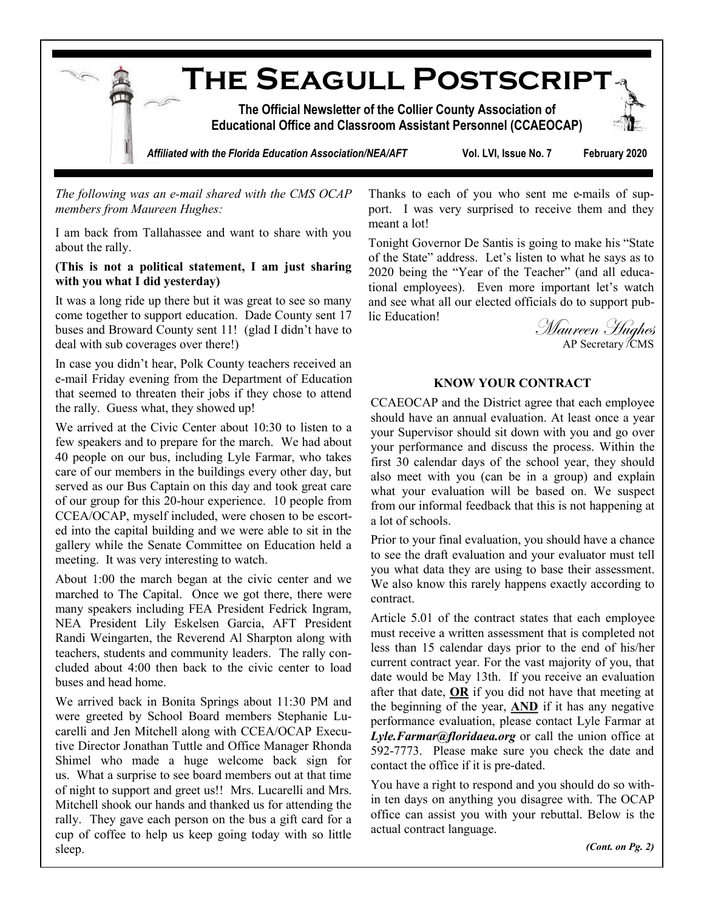# The Seagull Postscript

**The Official Newsletter of the Collier County Association of Educational Office and Classroom Assistant Personnel (CCAEOCAP)**

*Affiliated with the Florida Education Association/NEA/AFT* **Vol. LVI, Issue No. 7 February 2020**

*The following was an e-mail shared with the CMS OCAP members from Maureen Hughes:*

I am back from Tallahassee and want to share with you about the rally.

**(This is not a political statement, I am just sharing with you what I did yesterday)**

It was a long ride up there but it was great to see so many come together to support education. Dade County sent 17 buses and Broward County sent 11! (glad I didn't have to deal with sub coverages over there!)

In case you didn't hear, Polk County teachers received an e-mail Friday evening from the Department of Education that seemed to threaten their jobs if they chose to attend the rally. Guess what, they showed up!

We arrived at the Civic Center about 10:30 to listen to a few speakers and to prepare for the march. We had about 40 people on our bus, including Lyle Farmar, who takes care of our members in the buildings every other day, but served as our Bus Captain on this day and took great care of our group for this 20-hour experience. 10 people from CCEA/OCAP, myself included, were chosen to be escorted into the capital building and we were able to sit in the gallery while the Senate Committee on Education held a meeting. It was very interesting to watch.

About 1:00 the march began at the civic center and we marched to The Capital. Once we got there, there were many speakers including FEA President Fedrick Ingram, NEA President Lily Eskelsen Garcia, AFT President Randi Weingarten, the Reverend Al Sharpton along with teachers, students and community leaders. The rally concluded about 4:00 then back to the civic center to load buses and head home.

We arrived back in Bonita Springs about 11:30 PM and were greeted by School Board members Stephanie Lucarelli and Jen Mitchell along with CCEA/OCAP Executive Director Jonathan Tuttle and Office Manager Rhonda Shimel who made a huge welcome back sign for us. What a surprise to see board members out at that time of night to support and greet us!! Mrs. Lucarelli and Mrs. Mitchell shook our hands and thanked us for attending the rally. They gave each person on the bus a gift card for a cup of coffee to help us keep going today with so little sleep.

Thanks to each of you who sent me e-mails of support. I was very surprised to receive them and they meant a lot!

Tonight Governor De Santis is going to make his "State of the State" address. Let's listen to what he says as to 2020 being the "Year of the Teacher" (and all educational employees). Even more important let's watch and see what all our elected officials do to support public Education!

*Maureen Hughes*
AP Secretary /CMS

## KNOW YOUR CONTRACT

CCAEOCAP and the District agree that each employee should have an annual evaluation. At least once a year your Supervisor should sit down with you and go over your performance and discuss the process. Within the first 30 calendar days of the school year, they should also meet with you (can be in a group) and explain what your evaluation will be based on. We suspect from our informal feedback that this is not happening at a lot of schools.

Prior to your final evaluation, you should have a chance to see the draft evaluation and your evaluator must tell you what data they are using to base their assessment. We also know this rarely happens exactly according to contract.

Article 5.01 of the contract states that each employee must receive a written assessment that is completed not less than 15 calendar days prior to the end of his/her current contract year. For the vast majority of you, that date would be May 13th. If you receive an evaluation after that date, **OR** if you did not have that meeting at the beginning of the year, **AND** if it has any negative performance evaluation, please contact Lyle Farmar at ***Lyle.Farmar@floridaea.org*** or call the union office at 592-7773. Please make sure you check the date and contact the office if it is pre-dated.

You have a right to respond and you should do so within ten days on anything you disagree with. The OCAP office can assist you with your rebuttal. Below is the actual contract language.

***(Cont. on Pg. 2)***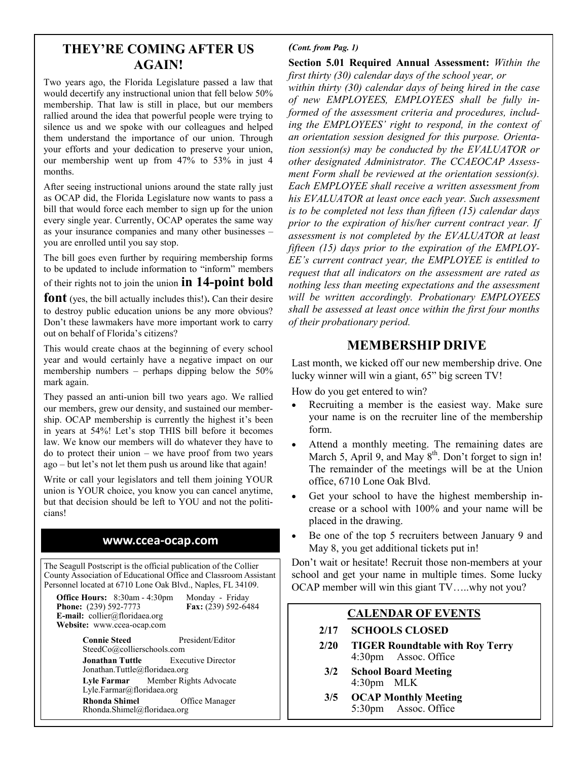## THEY'RE COMING AFTER US AGAIN!

Two years ago, the Florida Legislature passed a law that would decertify any instructional union that fell below 50% membership. That law is still in place, but our members rallied around the idea that powerful people were trying to silence us and we spoke with our colleagues and helped them understand the importance of our union. Through your efforts and your dedication to preserve your union, our membership went up from 47% to 53% in just 4 months.

After seeing instructional unions around the state rally just as OCAP did, the Florida Legislature now wants to pass a bill that would force each member to sign up for the union every single year. Currently, OCAP operates the same way as your insurance companies and many other businesses – you are enrolled until you say stop.

The bill goes even further by requiring membership forms to be updated to include information to "inform" members of their rights not to join the union **in 14-point bold font** (yes, the bill actually includes this!). Can their desire to destroy public education unions be any more obvious? Don't these lawmakers have more important work to carry out on behalf of Florida's citizens?

This would create chaos at the beginning of every school year and would certainly have a negative impact on our membership numbers – perhaps dipping below the 50% mark again.

They passed an anti-union bill two years ago. We rallied our members, grew our density, and sustained our membership. OCAP membership is currently the highest it's been in years at 54%! Let's stop THIS bill before it becomes law. We know our members will do whatever they have to do to protect their union – we have proof from two years ago – but let's not let them push us around like that again!

Write or call your legislators and tell them joining YOUR union is YOUR choice, you know you can cancel anytime, but that decision should be left to YOU and not the politicians!

**www.ccea-ocap.com**

The Seagull Postscript is the official publication of the Collier County Association of Educational Office and Classroom Assistant Personnel located at 6710 Lone Oak Blvd., Naples, FL 34109.

**Office Hours:** 8:30am - 4:30pm Monday - Friday
**Phone:** (239) 592-7773 **Fax:** (239) 592-6484
**E-mail:** collier@floridaea.org
**Website:** www.ccea-ocap.com

**Connie Steed** President/Editor
SteedCo@collierschools.com
**Jonathan Tuttle** Executive Director
Jonathan.Tuttle@floridaea.org
**Lyle Farmar** Member Rights Advocate
Lyle.Farmar@floridaea.org
**Rhonda Shimel** Office Manager
Rhonda.Shimel@floridaea.org

***(Cont. from Pag. 1)***

**Section 5.01 Required Annual Assessment:** *Within the first thirty (30) calendar days of the school year, or within thirty (30) calendar days of being hired in the case of new EMPLOYEES, EMPLOYEES shall be fully informed of the assessment criteria and procedures, including the EMPLOYEES' right to respond, in the context of an orientation session designed for this purpose. Orientation session(s) may be conducted by the EVALUATOR or other designated Administrator. The CCAEOCAP Assessment Form shall be reviewed at the orientation session(s). Each EMPLOYEE shall receive a written assessment from his EVALUATOR at least once each year. Such assessment is to be completed not less than fifteen (15) calendar days prior to the expiration of his/her current contract year. If assessment is not completed by the EVALUATOR at least fifteen (15) days prior to the expiration of the EMPLOYEE's current contract year, the EMPLOYEE is entitled to request that all indicators on the assessment are rated as nothing less than meeting expectations and the assessment will be written accordingly. Probationary EMPLOYEES shall be assessed at least once within the first four months of their probationary period.*

## MEMBERSHIP DRIVE

Last month, we kicked off our new membership drive. One lucky winner will win a giant, 65" big screen TV!

How do you get entered to win?

- Recruiting a member is the easiest way. Make sure your name is on the recruiter line of the membership form.
- Attend a monthly meeting. The remaining dates are March 5, April 9, and May 8th. Don't forget to sign in! The remainder of the meetings will be at the Union office, 6710 Lone Oak Blvd.
- Get your school to have the highest membership increase or a school with 100% and your name will be placed in the drawing.
- Be one of the top 5 recruiters between January 9 and May 8, you get additional tickets put in!

Don't wait or hesitate! Recruit those non-members at your school and get your name in multiple times. Some lucky OCAP member will win this giant TV…..why not you?

### CALENDAR OF EVENTS

**2/17 SCHOOLS CLOSED**

**2/20 TIGER Roundtable with Roy Terry**
4:30pm Assoc. Office

**3/2 School Board Meeting**
4:30pm MLK

**3/5 OCAP Monthly Meeting**
5:30pm Assoc. Office